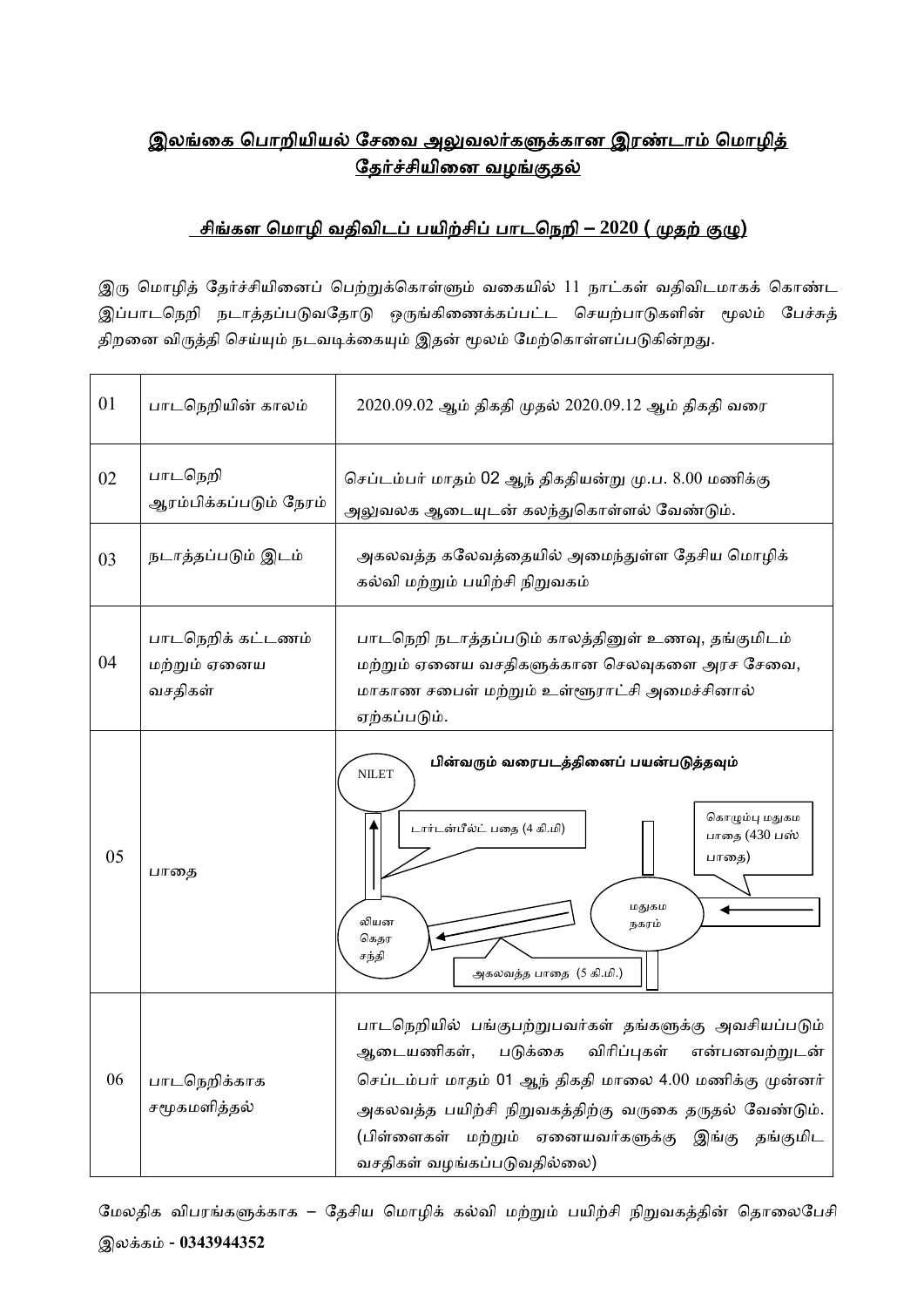## இலங்கை பொறியியல் சேவை அலுவலர்களுக்கான இரண்டாம் மொழித் தேர்ச்சியினை வழங்குதல்

### சிங்கள மொழி வதிவிடப் பயிற்சிப் பாடநெறி – 2020 ( முதற் குழு)

இரு மொழித் தேர்ச்சியினைப் பெற்றுக்கொள்ளும் வகையில் 11 நாட்கள் வதிவிடமாகக் கொண்ட இப்பாடநெறி நடாத்தப்படுவதோடு ஒருங்கிணைக்கப்பட்ட செயற்பாடுகளின் மூலம் பேச்சுத் திறனை விருத்தி செய்யும் நடவடிக்கையும் இதன் மூலம் மேற்கொள்ளப்படுகின்றது.

| | | |
|---|---|---|
| 01 | பாடநெறியின் காலம் | 2020.09.02 ஆம் திகதி முதல் 2020.09.12 ஆம் திகதி வரை |
| 02 | பாடநெறி ஆரம்பிக்கப்படும் நேரம் | செப்டம்பர் மாதம் 02 ஆந் திகதியன்று மு.ப. 8.00 மணிக்கு அலுவலக ஆடையுடன் கலந்துகொள்ளல் வேண்டும். |
| 03 | நடாத்தப்படும் இடம் | அகலவத்த கலேவத்தையில் அமைந்துள்ள தேசிய மொழிக் கல்வி மற்றும் பயிற்சி நிறுவகம் |
| 04 | பாடநெறிக் கட்டணம் மற்றும் ஏனைய வசதிகள் | பாடநெறி நடாத்தப்படும் காலத்தினுள் உணவு, தங்குமிடம் மற்றும் ஏனைய வசதிகளுக்கான செலவுகளை அரச சேவை, மாகாண சபைள் மற்றும் உள்ளூராட்சி அமைச்சினால் ஏற்கப்படும். |
| 05 | பாதை | **பின்வரும் வரைபடத்தினைப் பயன்படுத்தவும்** NILET; டார்டன்பீல்ட் பதை (4 கி.மி); கொழும்பு மதுகம பாதை (430 பஸ் பாதை); மதுகம நகரம்; லியன கெதர சந்தி; அகலவத்த பாதை (5 கி.மி.) |
| 06 | பாடநெறிக்காக சமூகமளித்தல் | பாடநெறியில் பங்குபற்றுபவர்கள் தங்களுக்கு அவசியப்படும் ஆடையணிகள், படுக்கை விரிப்புகள் என்பனவற்றுடன் செப்டம்பர் மாதம் 01 ஆந் திகதி மாலை 4.00 மணிக்கு முன்னர் அகலவத்த பயிற்சி நிறுவகத்திற்கு வருகை தருதல் வேண்டும். (பிள்ளைகள் மற்றும் ஏனையவர்களுக்கு இங்கு தங்குமிட வசதிகள் வழங்கப்படுவதில்லை) |

மேலதிக விபரங்களுக்காக – தேசிய மொழிக் கல்வி மற்றும் பயிற்சி நிறுவகத்தின் தொலைபேசி இலக்கம் - **0343944352**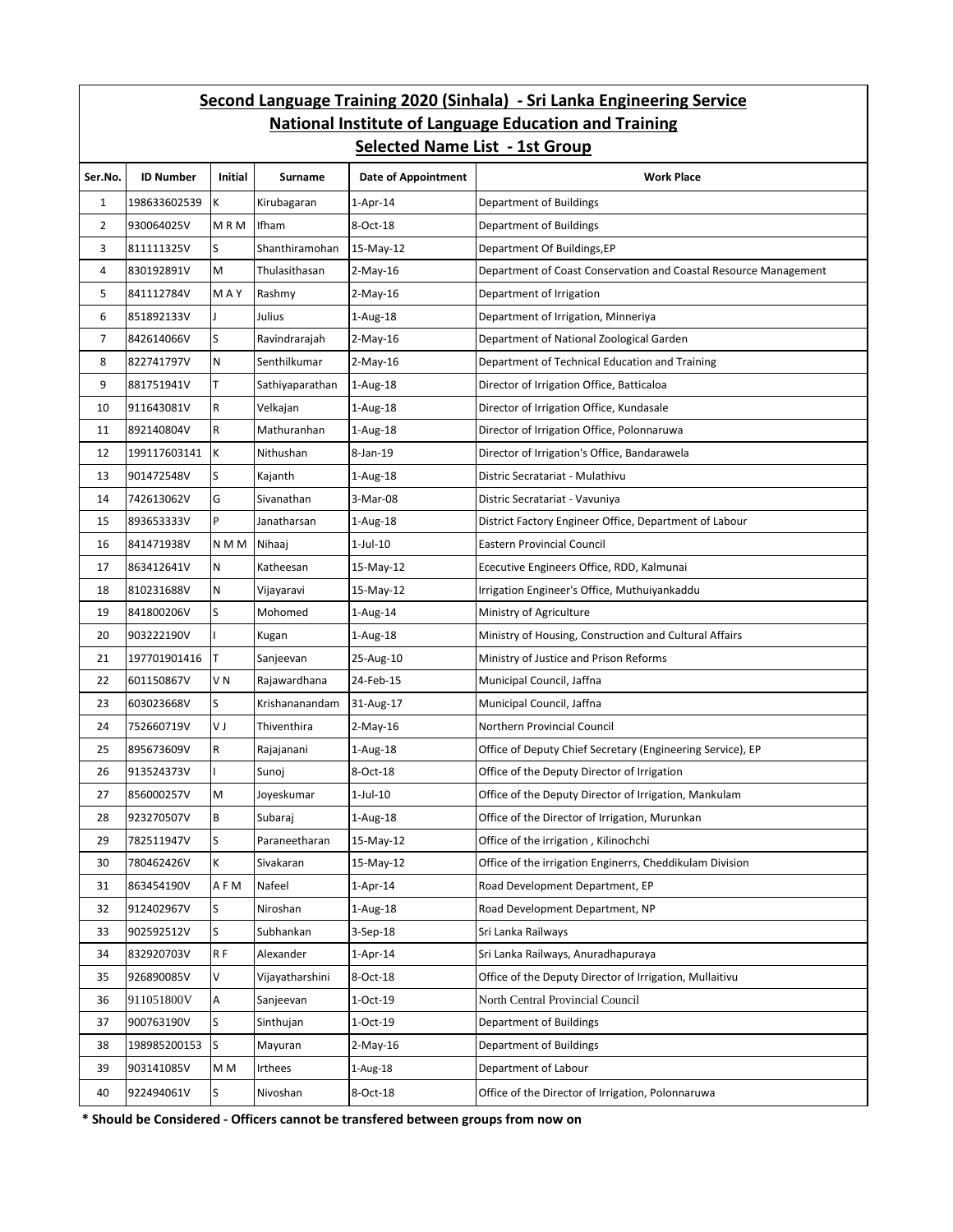## Second Language Training 2020 (Sinhala) - Sri Lanka Engineering Service

## National Institute of Language Education and Training

## Selected Name List - 1st Group

| Ser.No. | ID Number | Initial | Surname | Date of Appointment | Work Place |
|---|---|---|---|---|---|
| 1 | 198633602539 | K | Kirubagaran | 1-Apr-14 | Department of Buildings |
| 2 | 930064025V | M R M | Ifham | 8-Oct-18 | Department of Buildings |
| 3 | 811111325V | S | Shanthiramohan | 15-May-12 | Department Of Buildings,EP |
| 4 | 830192891V | M | Thulasithasan | 2-May-16 | Department of Coast Conservation and Coastal Resource Management |
| 5 | 841112784V | M A Y | Rashmy | 2-May-16 | Department of Irrigation |
| 6 | 851892133V | J | Julius | 1-Aug-18 | Department of Irrigation, Minneriya |
| 7 | 842614066V | S | Ravindrarajah | 2-May-16 | Department of National Zoological Garden |
| 8 | 822741797V | N | Senthilkumar | 2-May-16 | Department of Technical Education and Training |
| 9 | 881751941V | T | Sathiyaparathan | 1-Aug-18 | Director of Irrigation Office, Batticaloa |
| 10 | 911643081V | R | Velkajan | 1-Aug-18 | Director of Irrigation Office, Kundasale |
| 11 | 892140804V | R | Mathuranhan | 1-Aug-18 | Director of Irrigation Office, Polonnaruwa |
| 12 | 199117603141 | K | Nithushan | 8-Jan-19 | Director of Irrigation's Office, Bandarawela |
| 13 | 901472548V | S | Kajanth | 1-Aug-18 | Distric Secratariat - Mulathivu |
| 14 | 742613062V | G | Sivanathan | 3-Mar-08 | Distric Secratariat - Vavuniya |
| 15 | 893653333V | P | Janatharsan | 1-Aug-18 | District Factory Engineer Office, Department of Labour |
| 16 | 841471938V | N M M | Nihaaj | 1-Jul-10 | Eastern Provincial Council |
| 17 | 863412641V | N | Katheesan | 15-May-12 | Ececutive Engineers Office, RDD, Kalmunai |
| 18 | 810231688V | N | Vijayaravi | 15-May-12 | Irrigation Engineer's Office, Muthuiyankaddu |
| 19 | 841800206V | S | Mohomed | 1-Aug-14 | Ministry of Agriculture |
| 20 | 903222190V | I | Kugan | 1-Aug-18 | Ministry of Housing, Construction and Cultural Affairs |
| 21 | 197701901416 | T | Sanjeevan | 25-Aug-10 | Ministry of Justice and Prison Reforms |
| 22 | 601150867V | V N | Rajawardhana | 24-Feb-15 | Municipal Council, Jaffna |
| 23 | 603023668V | S | Krishananandam | 31-Aug-17 | Municipal Council, Jaffna |
| 24 | 752660719V | V J | Thiventhira | 2-May-16 | Northern Provincial Council |
| 25 | 895673609V | R | Rajajanani | 1-Aug-18 | Office of Deputy Chief Secretary (Engineering Service), EP |
| 26 | 913524373V | I | Sunoj | 8-Oct-18 | Office of the Deputy Director of Irrigation |
| 27 | 856000257V | M | Joyeskumar | 1-Jul-10 | Office of the Deputy Director of Irrigation, Mankulam |
| 28 | 923270507V | B | Subaraj | 1-Aug-18 | Office of the Director of Irrigation, Murunkan |
| 29 | 782511947V | S | Paraneetharan | 15-May-12 | Office of the irrigation , Kilinochchi |
| 30 | 780462426V | K | Sivakaran | 15-May-12 | Office of the irrigation Enginerrs, Cheddikulam Division |
| 31 | 863454190V | A F M | Nafeel | 1-Apr-14 | Road Development Department, EP |
| 32 | 912402967V | S | Niroshan | 1-Aug-18 | Road Development Department, NP |
| 33 | 902592512V | S | Subhankan | 3-Sep-18 | Sri Lanka Railways |
| 34 | 832920703V | R F | Alexander | 1-Apr-14 | Sri Lanka Railways, Anuradhapuraya |
| 35 | 926890085V | V | Vijayatharshini | 8-Oct-18 | Office of the Deputy Director of Irrigation, Mullaitivu |
| 36 | 911051800V | A | Sanjeevan | 1-Oct-19 | North Central Provincial Council |
| 37 | 900763190V | S | Sinthujan | 1-Oct-19 | Department of Buildings |
| 38 | 198985200153 | S | Mayuran | 2-May-16 | Department of Buildings |
| 39 | 903141085V | M M | Irthees | 1-Aug-18 | Department of Labour |
| 40 | 922494061V | S | Nivoshan | 8-Oct-18 | Office of the Director of Irrigation, Polonnaruwa |

**\* Should be Considered - Officers cannot be transfered between groups from now on**